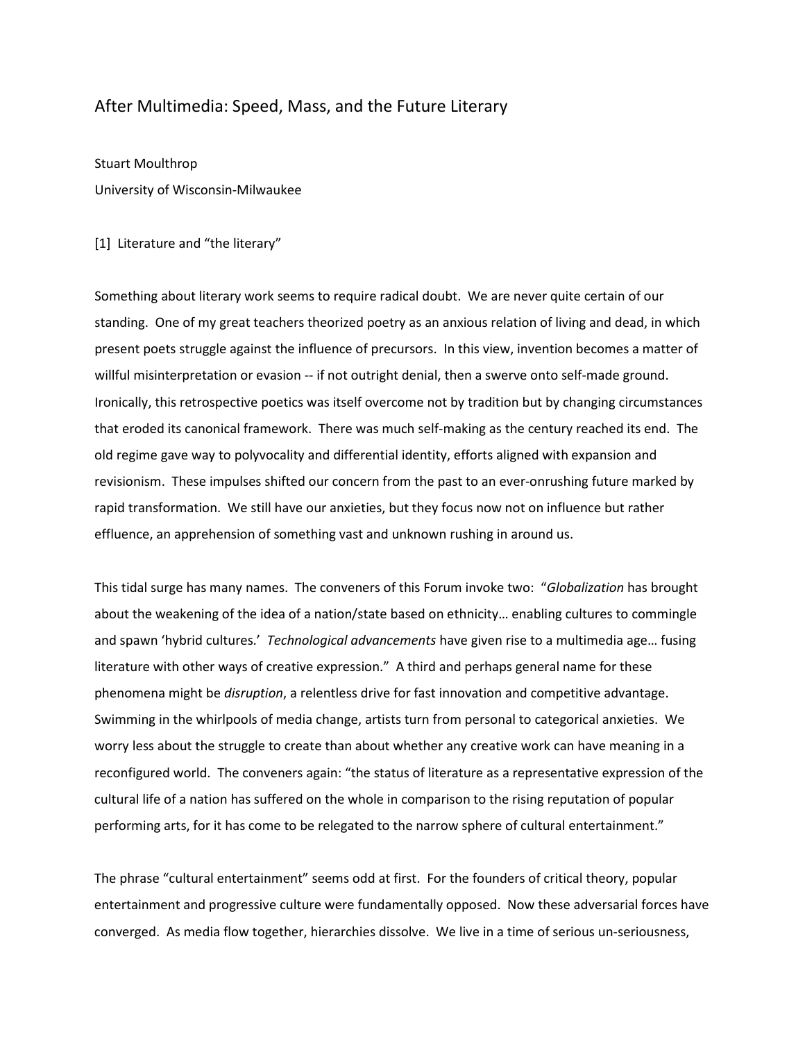# After Multimedia: Speed, Mass, and the Future Literary

Stuart Moulthrop
University of Wisconsin-Milwaukee

## [1] Literature and "the literary"

Something about literary work seems to require radical doubt. We are never quite certain of our standing. One of my great teachers theorized poetry as an anxious relation of living and dead, in which present poets struggle against the influence of precursors. In this view, invention becomes a matter of willful misinterpretation or evasion -- if not outright denial, then a swerve onto self-made ground. Ironically, this retrospective poetics was itself overcome not by tradition but by changing circumstances that eroded its canonical framework. There was much self-making as the century reached its end. The old regime gave way to polyvocality and differential identity, efforts aligned with expansion and revisionism. These impulses shifted our concern from the past to an ever-onrushing future marked by rapid transformation. We still have our anxieties, but they focus now not on influence but rather effluence, an apprehension of something vast and unknown rushing in around us.

This tidal surge has many names. The conveners of this Forum invoke two: "*Globalization* has brought about the weakening of the idea of a nation/state based on ethnicity… enabling cultures to commingle and spawn 'hybrid cultures.' *Technological advancements* have given rise to a multimedia age… fusing literature with other ways of creative expression." A third and perhaps general name for these phenomena might be *disruption*, a relentless drive for fast innovation and competitive advantage. Swimming in the whirlpools of media change, artists turn from personal to categorical anxieties. We worry less about the struggle to create than about whether any creative work can have meaning in a reconfigured world. The conveners again: "the status of literature as a representative expression of the cultural life of a nation has suffered on the whole in comparison to the rising reputation of popular performing arts, for it has come to be relegated to the narrow sphere of cultural entertainment."

The phrase "cultural entertainment" seems odd at first. For the founders of critical theory, popular entertainment and progressive culture were fundamentally opposed. Now these adversarial forces have converged. As media flow together, hierarchies dissolve. We live in a time of serious un-seriousness,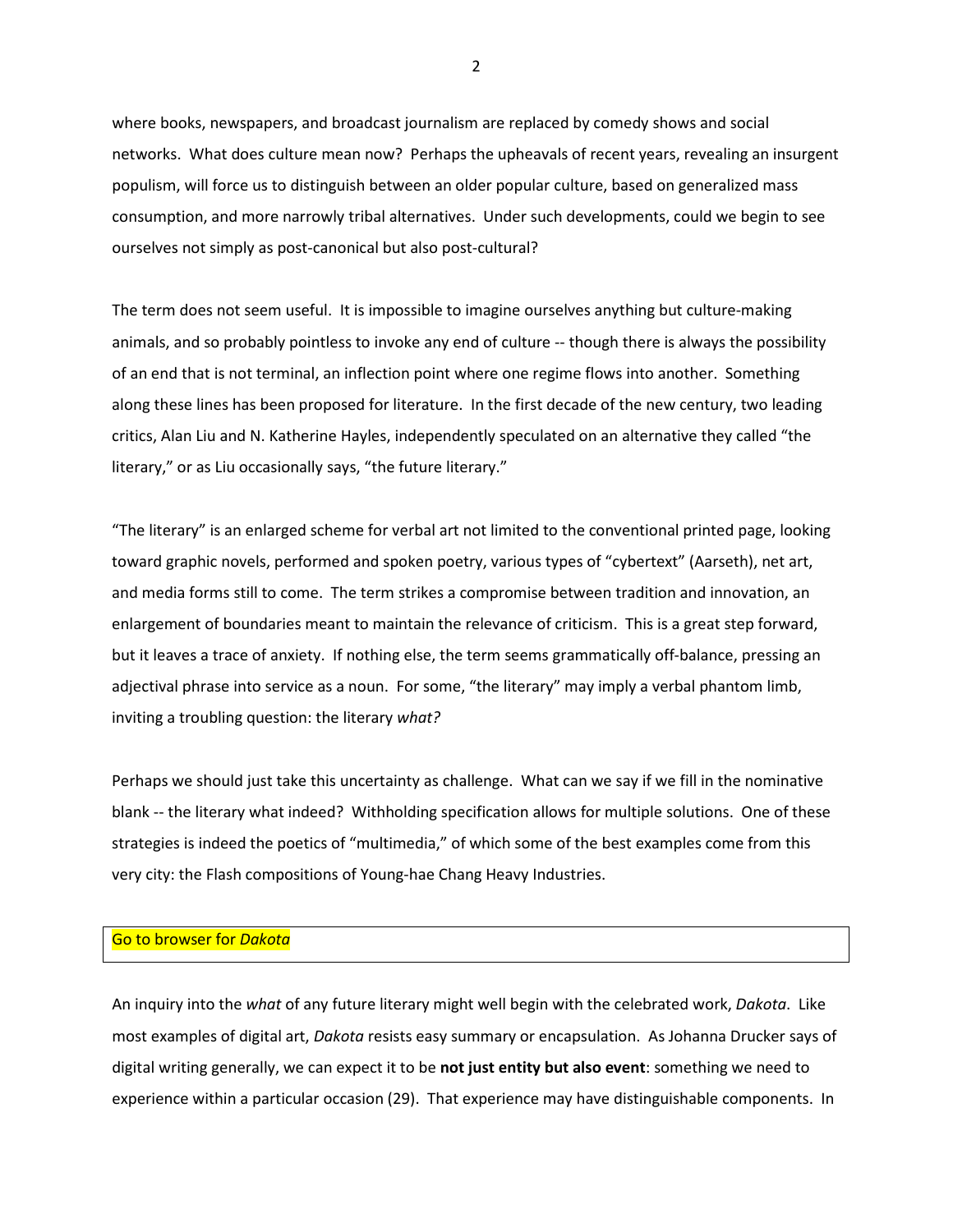where books, newspapers, and broadcast journalism are replaced by comedy shows and social networks. What does culture mean now? Perhaps the upheavals of recent years, revealing an insurgent populism, will force us to distinguish between an older popular culture, based on generalized mass consumption, and more narrowly tribal alternatives. Under such developments, could we begin to see ourselves not simply as post-canonical but also post-cultural?

The term does not seem useful. It is impossible to imagine ourselves anything but culture-making animals, and so probably pointless to invoke any end of culture -- though there is always the possibility of an end that is not terminal, an inflection point where one regime flows into another. Something along these lines has been proposed for literature. In the first decade of the new century, two leading critics, Alan Liu and N. Katherine Hayles, independently speculated on an alternative they called "the literary," or as Liu occasionally says, "the future literary."

"The literary" is an enlarged scheme for verbal art not limited to the conventional printed page, looking toward graphic novels, performed and spoken poetry, various types of "cybertext" (Aarseth), net art, and media forms still to come. The term strikes a compromise between tradition and innovation, an enlargement of boundaries meant to maintain the relevance of criticism. This is a great step forward, but it leaves a trace of anxiety. If nothing else, the term seems grammatically off-balance, pressing an adjectival phrase into service as a noun. For some, "the literary" may imply a verbal phantom limb, inviting a troubling question: the literary *what?*

Perhaps we should just take this uncertainty as challenge. What can we say if we fill in the nominative blank -- the literary what indeed? Withholding specification allows for multiple solutions. One of these strategies is indeed the poetics of "multimedia," of which some of the best examples come from this very city: the Flash compositions of Young-hae Chang Heavy Industries.

| Go to browser for *Dakota* |
|---|

An inquiry into the *what* of any future literary might well begin with the celebrated work, *Dakota*. Like most examples of digital art, *Dakota* resists easy summary or encapsulation. As Johanna Drucker says of digital writing generally, we can expect it to be **not just entity but also event**: something we need to experience within a particular occasion (29). That experience may have distinguishable components. In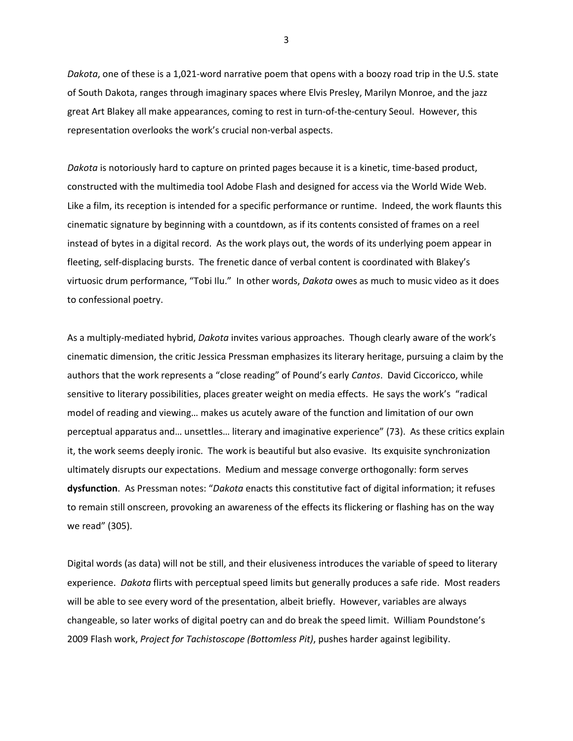*Dakota*, one of these is a 1,021-word narrative poem that opens with a boozy road trip in the U.S. state of South Dakota, ranges through imaginary spaces where Elvis Presley, Marilyn Monroe, and the jazz great Art Blakey all make appearances, coming to rest in turn-of-the-century Seoul. However, this representation overlooks the work's crucial non-verbal aspects.

*Dakota* is notoriously hard to capture on printed pages because it is a kinetic, time-based product, constructed with the multimedia tool Adobe Flash and designed for access via the World Wide Web. Like a film, its reception is intended for a specific performance or runtime. Indeed, the work flaunts this cinematic signature by beginning with a countdown, as if its contents consisted of frames on a reel instead of bytes in a digital record. As the work plays out, the words of its underlying poem appear in fleeting, self-displacing bursts. The frenetic dance of verbal content is coordinated with Blakey's virtuosic drum performance, "Tobi Ilu." In other words, *Dakota* owes as much to music video as it does to confessional poetry.

As a multiply-mediated hybrid, *Dakota* invites various approaches. Though clearly aware of the work's cinematic dimension, the critic Jessica Pressman emphasizes its literary heritage, pursuing a claim by the authors that the work represents a "close reading" of Pound's early *Cantos*. David Ciccoricco, while sensitive to literary possibilities, places greater weight on media effects. He says the work's "radical model of reading and viewing… makes us acutely aware of the function and limitation of our own perceptual apparatus and… unsettles… literary and imaginative experience" (73). As these critics explain it, the work seems deeply ironic. The work is beautiful but also evasive. Its exquisite synchronization ultimately disrupts our expectations. Medium and message converge orthogonally: form serves **dysfunction**. As Pressman notes: "*Dakota* enacts this constitutive fact of digital information; it refuses to remain still onscreen, provoking an awareness of the effects its flickering or flashing has on the way we read" (305).

Digital words (as data) will not be still, and their elusiveness introduces the variable of speed to literary experience. *Dakota* flirts with perceptual speed limits but generally produces a safe ride. Most readers will be able to see every word of the presentation, albeit briefly. However, variables are always changeable, so later works of digital poetry can and do break the speed limit. William Poundstone's 2009 Flash work, *Project for Tachistoscope (Bottomless Pit)*, pushes harder against legibility.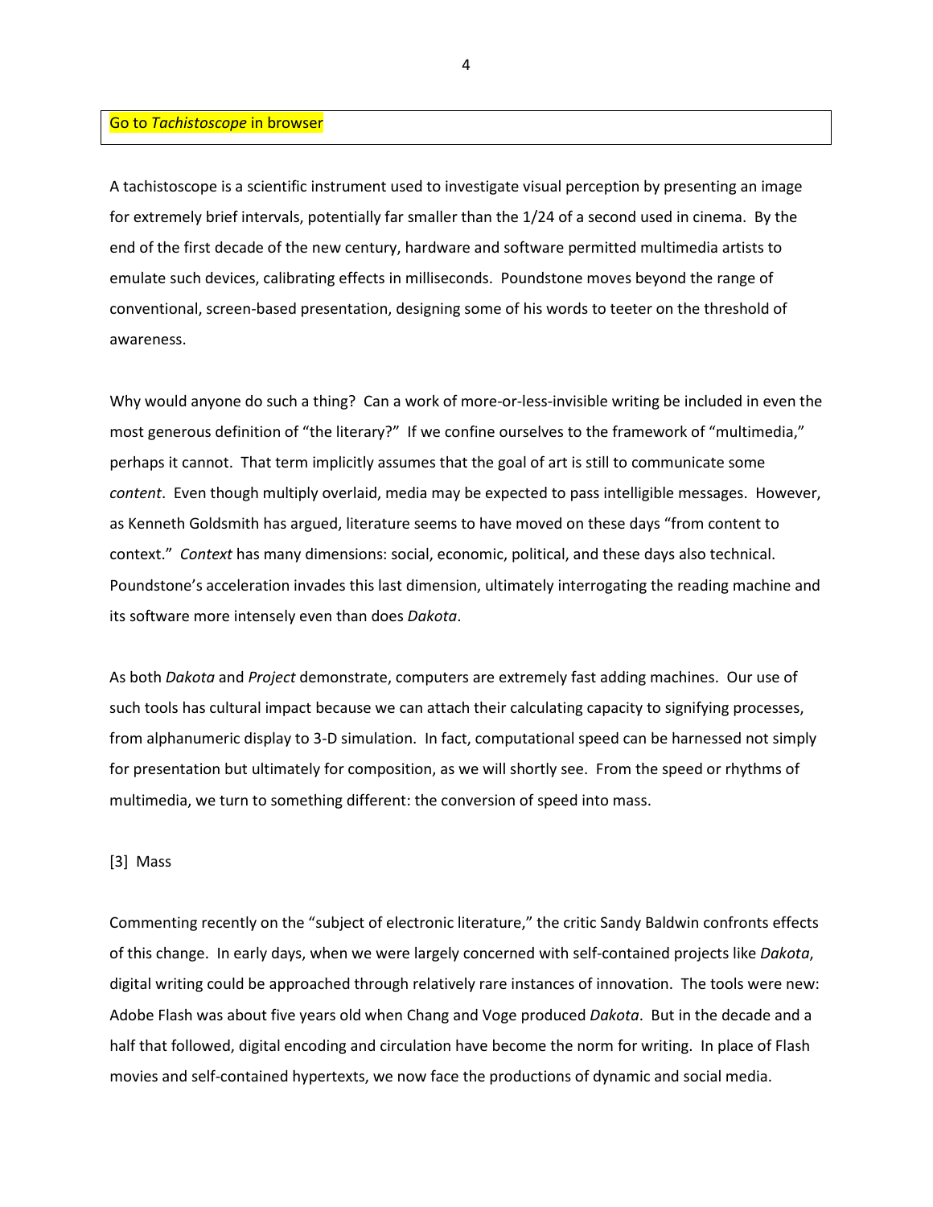Go to *Tachistoscope* in browser

A tachistoscope is a scientific instrument used to investigate visual perception by presenting an image for extremely brief intervals, potentially far smaller than the 1/24 of a second used in cinema. By the end of the first decade of the new century, hardware and software permitted multimedia artists to emulate such devices, calibrating effects in milliseconds. Poundstone moves beyond the range of conventional, screen-based presentation, designing some of his words to teeter on the threshold of awareness.

Why would anyone do such a thing? Can a work of more-or-less-invisible writing be included in even the most generous definition of "the literary?" If we confine ourselves to the framework of "multimedia," perhaps it cannot. That term implicitly assumes that the goal of art is still to communicate some *content*. Even though multiply overlaid, media may be expected to pass intelligible messages. However, as Kenneth Goldsmith has argued, literature seems to have moved on these days "from content to context." *Context* has many dimensions: social, economic, political, and these days also technical. Poundstone's acceleration invades this last dimension, ultimately interrogating the reading machine and its software more intensely even than does *Dakota*.

As both *Dakota* and *Project* demonstrate, computers are extremely fast adding machines. Our use of such tools has cultural impact because we can attach their calculating capacity to signifying processes, from alphanumeric display to 3-D simulation. In fact, computational speed can be harnessed not simply for presentation but ultimately for composition, as we will shortly see. From the speed or rhythms of multimedia, we turn to something different: the conversion of speed into mass.

## [3] Mass

Commenting recently on the "subject of electronic literature," the critic Sandy Baldwin confronts effects of this change. In early days, when we were largely concerned with self-contained projects like *Dakota*, digital writing could be approached through relatively rare instances of innovation. The tools were new: Adobe Flash was about five years old when Chang and Voge produced *Dakota*. But in the decade and a half that followed, digital encoding and circulation have become the norm for writing. In place of Flash movies and self-contained hypertexts, we now face the productions of dynamic and social media.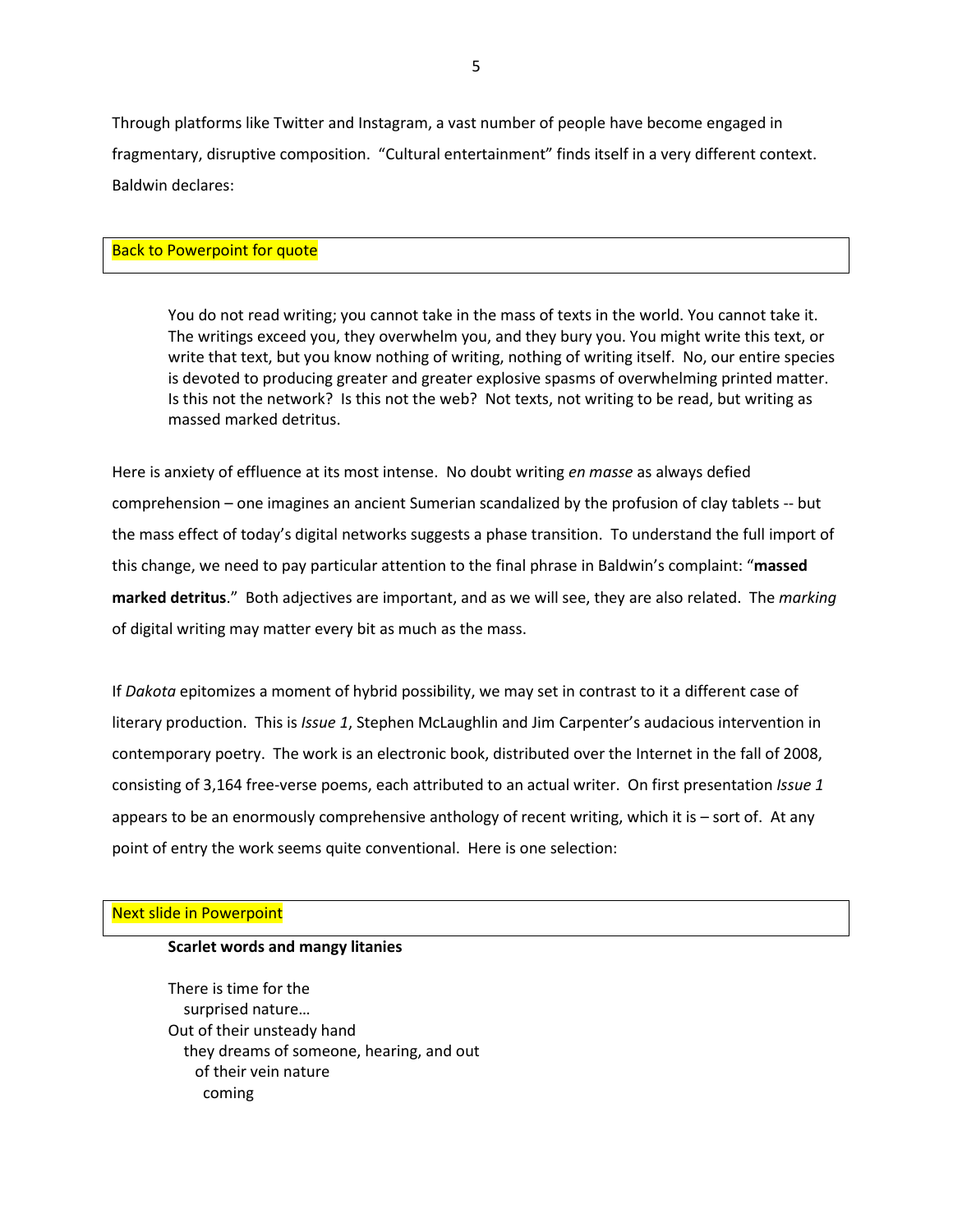Through platforms like Twitter and Instagram, a vast number of people have become engaged in fragmentary, disruptive composition. "Cultural entertainment" finds itself in a very different context. Baldwin declares:

Back to Powerpoint for quote

> You do not read writing; you cannot take in the mass of texts in the world. You cannot take it. The writings exceed you, they overwhelm you, and they bury you. You might write this text, or write that text, but you know nothing of writing, nothing of writing itself. No, our entire species is devoted to producing greater and greater explosive spasms of overwhelming printed matter. Is this not the network? Is this not the web? Not texts, not writing to be read, but writing as massed marked detritus.

Here is anxiety of effluence at its most intense. No doubt writing *en masse* as always defied comprehension – one imagines an ancient Sumerian scandalized by the profusion of clay tablets -- but the mass effect of today's digital networks suggests a phase transition. To understand the full import of this change, we need to pay particular attention to the final phrase in Baldwin's complaint: "**massed marked detritus**." Both adjectives are important, and as we will see, they are also related. The *marking* of digital writing may matter every bit as much as the mass.

If *Dakota* epitomizes a moment of hybrid possibility, we may set in contrast to it a different case of literary production. This is *Issue 1*, Stephen McLaughlin and Jim Carpenter's audacious intervention in contemporary poetry. The work is an electronic book, distributed over the Internet in the fall of 2008, consisting of 3,164 free-verse poems, each attributed to an actual writer. On first presentation *Issue 1* appears to be an enormously comprehensive anthology of recent writing, which it is – sort of. At any point of entry the work seems quite conventional. Here is one selection:

Next slide in Powerpoint

> **Scarlet words and mangy litanies**
>
> There is time for the
>   surprised nature…
> Out of their unsteady hand
>   they dreams of someone, hearing, and out
>     of their vein nature
>       coming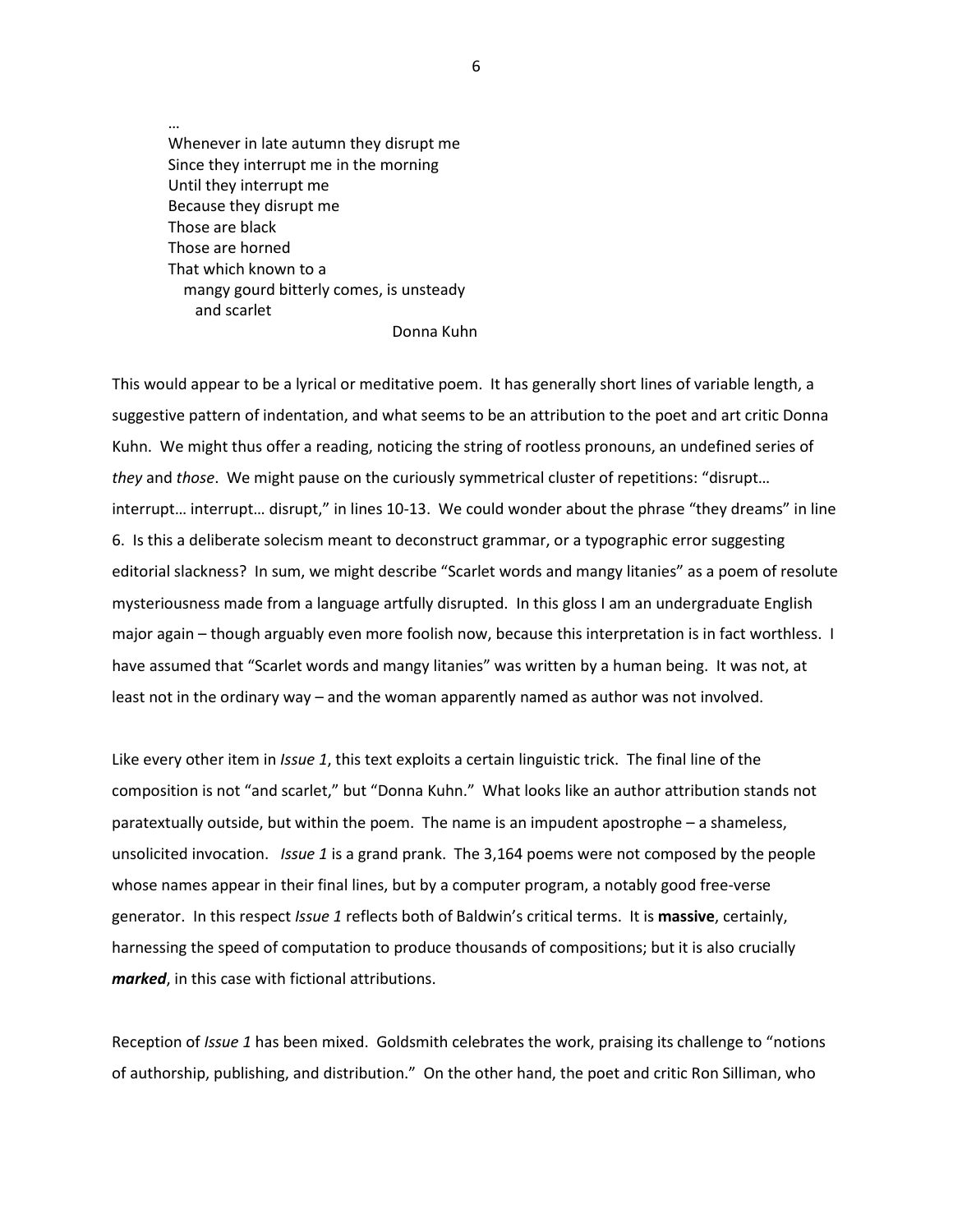…
Whenever in late autumn they disrupt me
Since they interrupt me in the morning
Until they interrupt me
Because they disrupt me
Those are black
Those are horned
That which known to a
   mangy gourd bitterly comes, is unsteady
      and scarlet
                                        Donna Kuhn

This would appear to be a lyrical or meditative poem. It has generally short lines of variable length, a suggestive pattern of indentation, and what seems to be an attribution to the poet and art critic Donna Kuhn. We might thus offer a reading, noticing the string of rootless pronouns, an undefined series of *they* and *those*. We might pause on the curiously symmetrical cluster of repetitions: "disrupt… interrupt… interrupt… disrupt," in lines 10-13. We could wonder about the phrase "they dreams" in line 6. Is this a deliberate solecism meant to deconstruct grammar, or a typographic error suggesting editorial slackness? In sum, we might describe "Scarlet words and mangy litanies" as a poem of resolute mysteriousness made from a language artfully disrupted. In this gloss I am an undergraduate English major again – though arguably even more foolish now, because this interpretation is in fact worthless. I have assumed that "Scarlet words and mangy litanies" was written by a human being. It was not, at least not in the ordinary way – and the woman apparently named as author was not involved.

Like every other item in *Issue 1*, this text exploits a certain linguistic trick. The final line of the composition is not "and scarlet," but "Donna Kuhn." What looks like an author attribution stands not paratextually outside, but within the poem. The name is an impudent apostrophe – a shameless, unsolicited invocation. *Issue 1* is a grand prank. The 3,164 poems were not composed by the people whose names appear in their final lines, but by a computer program, a notably good free-verse generator. In this respect *Issue 1* reflects both of Baldwin's critical terms. It is **massive**, certainly, harnessing the speed of computation to produce thousands of compositions; but it is also crucially ***marked***, in this case with fictional attributions.

Reception of *Issue 1* has been mixed. Goldsmith celebrates the work, praising its challenge to "notions of authorship, publishing, and distribution." On the other hand, the poet and critic Ron Silliman, who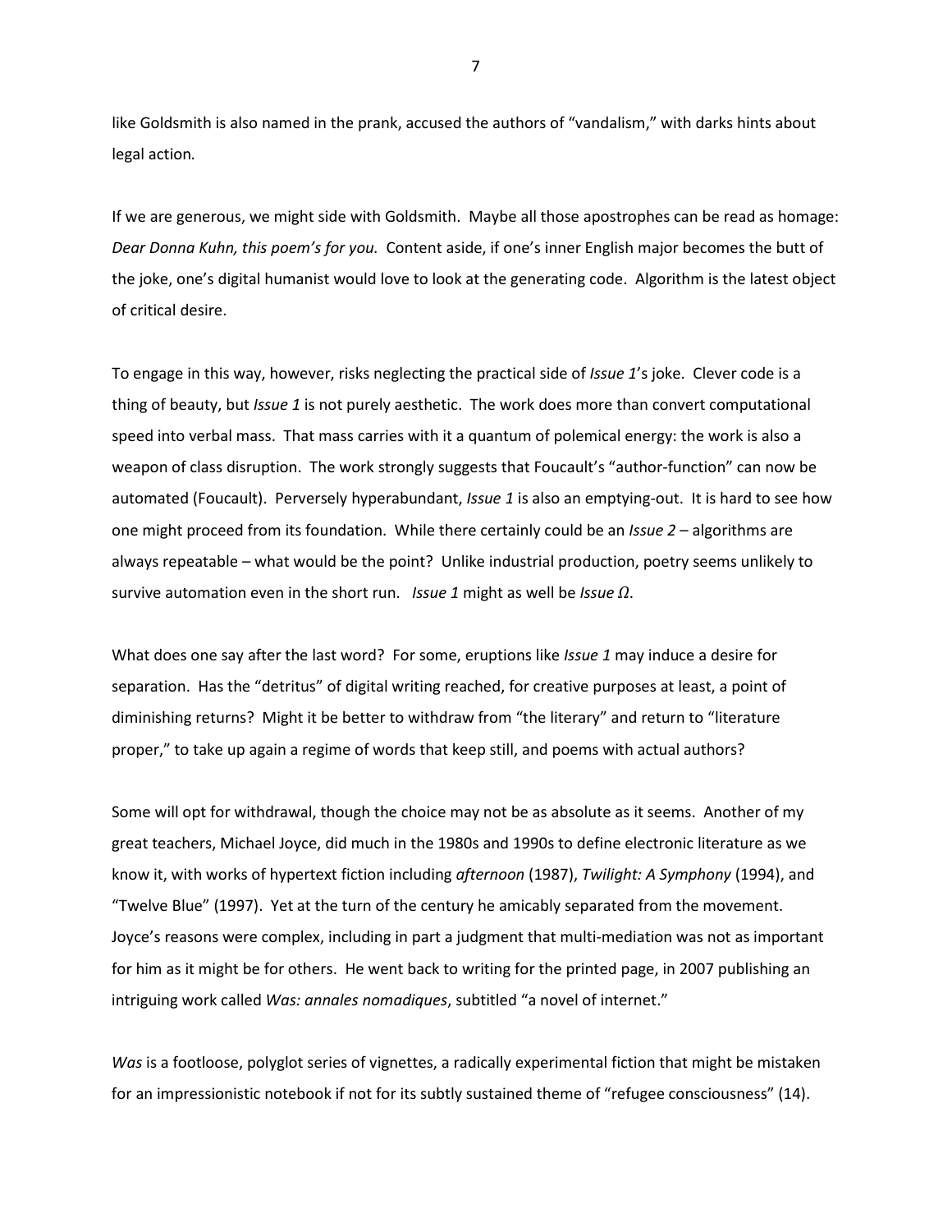like Goldsmith is also named in the prank, accused the authors of "vandalism," with darks hints about legal action.

If we are generous, we might side with Goldsmith. Maybe all those apostrophes can be read as homage: *Dear Donna Kuhn, this poem's for you.* Content aside, if one's inner English major becomes the butt of the joke, one's digital humanist would love to look at the generating code. Algorithm is the latest object of critical desire.

To engage in this way, however, risks neglecting the practical side of *Issue 1*'s joke. Clever code is a thing of beauty, but *Issue 1* is not purely aesthetic. The work does more than convert computational speed into verbal mass. That mass carries with it a quantum of polemical energy: the work is also a weapon of class disruption. The work strongly suggests that Foucault's "author-function" can now be automated (Foucault). Perversely hyperabundant, *Issue 1* is also an emptying-out. It is hard to see how one might proceed from its foundation. While there certainly could be an *Issue 2* – algorithms are always repeatable – what would be the point? Unlike industrial production, poetry seems unlikely to survive automation even in the short run. *Issue 1* might as well be *Issue Ω.*

What does one say after the last word? For some, eruptions like *Issue 1* may induce a desire for separation. Has the "detritus" of digital writing reached, for creative purposes at least, a point of diminishing returns? Might it be better to withdraw from "the literary" and return to "literature proper," to take up again a regime of words that keep still, and poems with actual authors?

Some will opt for withdrawal, though the choice may not be as absolute as it seems. Another of my great teachers, Michael Joyce, did much in the 1980s and 1990s to define electronic literature as we know it, with works of hypertext fiction including *afternoon* (1987), *Twilight: A Symphony* (1994), and "Twelve Blue" (1997). Yet at the turn of the century he amicably separated from the movement. Joyce's reasons were complex, including in part a judgment that multi-mediation was not as important for him as it might be for others. He went back to writing for the printed page, in 2007 publishing an intriguing work called *Was: annales nomadiques*, subtitled "a novel of internet."

*Was* is a footloose, polyglot series of vignettes, a radically experimental fiction that might be mistaken for an impressionistic notebook if not for its subtly sustained theme of "refugee consciousness" (14).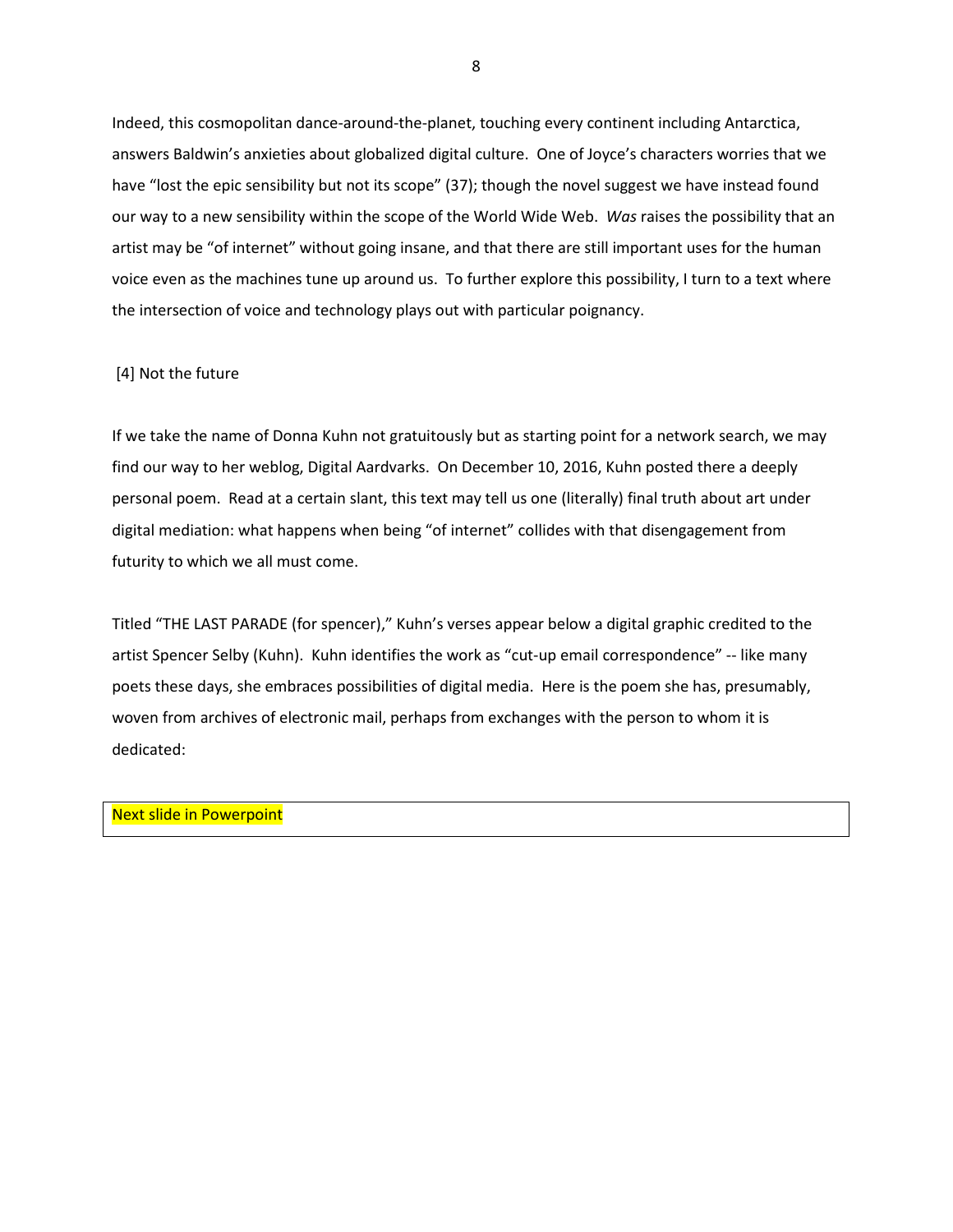Indeed, this cosmopolitan dance-around-the-planet, touching every continent including Antarctica, answers Baldwin's anxieties about globalized digital culture. One of Joyce's characters worries that we have "lost the epic sensibility but not its scope" (37); though the novel suggest we have instead found our way to a new sensibility within the scope of the World Wide Web. *Was* raises the possibility that an artist may be "of internet" without going insane, and that there are still important uses for the human voice even as the machines tune up around us. To further explore this possibility, I turn to a text where the intersection of voice and technology plays out with particular poignancy.

## [4] Not the future

If we take the name of Donna Kuhn not gratuitously but as starting point for a network search, we may find our way to her weblog, Digital Aardvarks. On December 10, 2016, Kuhn posted there a deeply personal poem. Read at a certain slant, this text may tell us one (literally) final truth about art under digital mediation: what happens when being "of internet" collides with that disengagement from futurity to which we all must come.

Titled "THE LAST PARADE (for spencer)," Kuhn's verses appear below a digital graphic credited to the artist Spencer Selby (Kuhn). Kuhn identifies the work as "cut-up email correspondence" -- like many poets these days, she embraces possibilities of digital media. Here is the poem she has, presumably, woven from archives of electronic mail, perhaps from exchanges with the person to whom it is dedicated:

Next slide in Powerpoint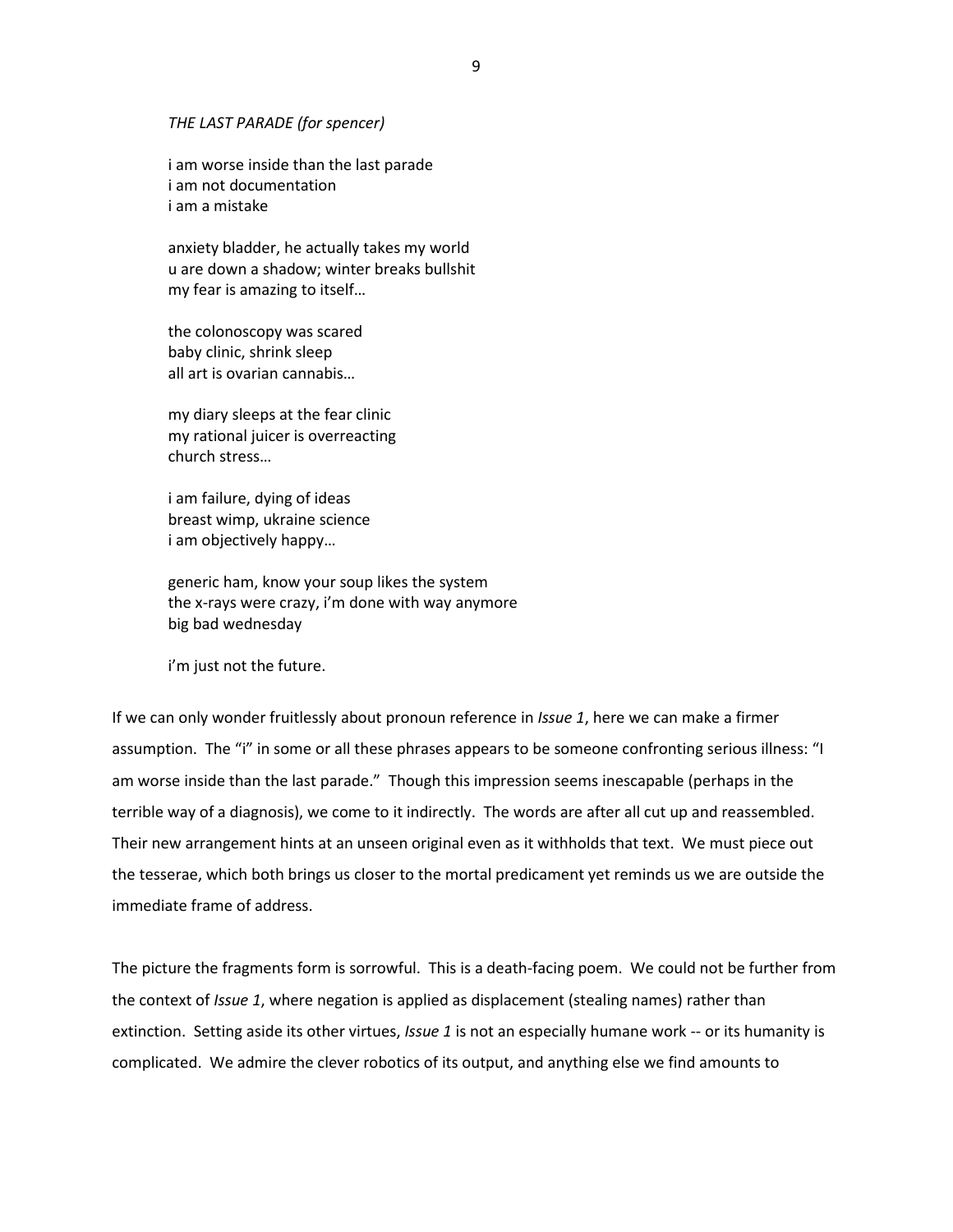*THE LAST PARADE (for spencer)*

i am worse inside than the last parade
i am not documentation
i am a mistake

anxiety bladder, he actually takes my world
u are down a shadow; winter breaks bullshit
my fear is amazing to itself…

the colonoscopy was scared
baby clinic, shrink sleep
all art is ovarian cannabis…

my diary sleeps at the fear clinic
my rational juicer is overreacting
church stress…

i am failure, dying of ideas
breast wimp, ukraine science
i am objectively happy…

generic ham, know your soup likes the system
the x-rays were crazy, i'm done with way anymore
big bad wednesday

i'm just not the future.

If we can only wonder fruitlessly about pronoun reference in *Issue 1*, here we can make a firmer assumption. The "i" in some or all these phrases appears to be someone confronting serious illness: "I am worse inside than the last parade." Though this impression seems inescapable (perhaps in the terrible way of a diagnosis), we come to it indirectly. The words are after all cut up and reassembled. Their new arrangement hints at an unseen original even as it withholds that text. We must piece out the tesserae, which both brings us closer to the mortal predicament yet reminds us we are outside the immediate frame of address.

The picture the fragments form is sorrowful. This is a death-facing poem. We could not be further from the context of *Issue 1*, where negation is applied as displacement (stealing names) rather than extinction. Setting aside its other virtues, *Issue 1* is not an especially humane work -- or its humanity is complicated. We admire the clever robotics of its output, and anything else we find amounts to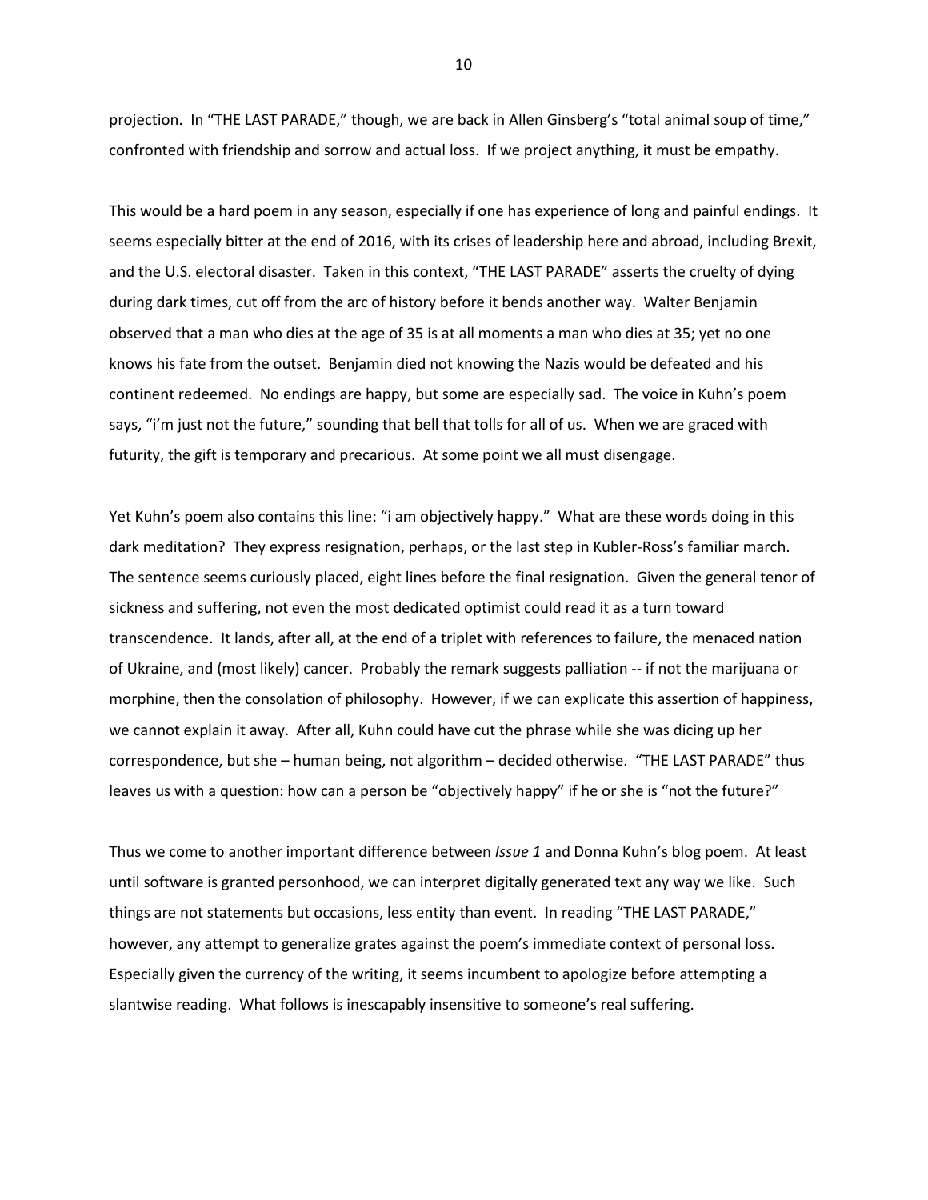projection. In "THE LAST PARADE," though, we are back in Allen Ginsberg's "total animal soup of time," confronted with friendship and sorrow and actual loss. If we project anything, it must be empathy.

This would be a hard poem in any season, especially if one has experience of long and painful endings. It seems especially bitter at the end of 2016, with its crises of leadership here and abroad, including Brexit, and the U.S. electoral disaster. Taken in this context, "THE LAST PARADE" asserts the cruelty of dying during dark times, cut off from the arc of history before it bends another way. Walter Benjamin observed that a man who dies at the age of 35 is at all moments a man who dies at 35; yet no one knows his fate from the outset. Benjamin died not knowing the Nazis would be defeated and his continent redeemed. No endings are happy, but some are especially sad. The voice in Kuhn's poem says, "i'm just not the future," sounding that bell that tolls for all of us. When we are graced with futurity, the gift is temporary and precarious. At some point we all must disengage.

Yet Kuhn's poem also contains this line: "i am objectively happy." What are these words doing in this dark meditation? They express resignation, perhaps, or the last step in Kubler-Ross's familiar march. The sentence seems curiously placed, eight lines before the final resignation. Given the general tenor of sickness and suffering, not even the most dedicated optimist could read it as a turn toward transcendence. It lands, after all, at the end of a triplet with references to failure, the menaced nation of Ukraine, and (most likely) cancer. Probably the remark suggests palliation -- if not the marijuana or morphine, then the consolation of philosophy. However, if we can explicate this assertion of happiness, we cannot explain it away. After all, Kuhn could have cut the phrase while she was dicing up her correspondence, but she – human being, not algorithm – decided otherwise. "THE LAST PARADE" thus leaves us with a question: how can a person be "objectively happy" if he or she is "not the future?"

Thus we come to another important difference between *Issue 1* and Donna Kuhn's blog poem. At least until software is granted personhood, we can interpret digitally generated text any way we like. Such things are not statements but occasions, less entity than event. In reading "THE LAST PARADE," however, any attempt to generalize grates against the poem's immediate context of personal loss. Especially given the currency of the writing, it seems incumbent to apologize before attempting a slantwise reading. What follows is inescapably insensitive to someone's real suffering.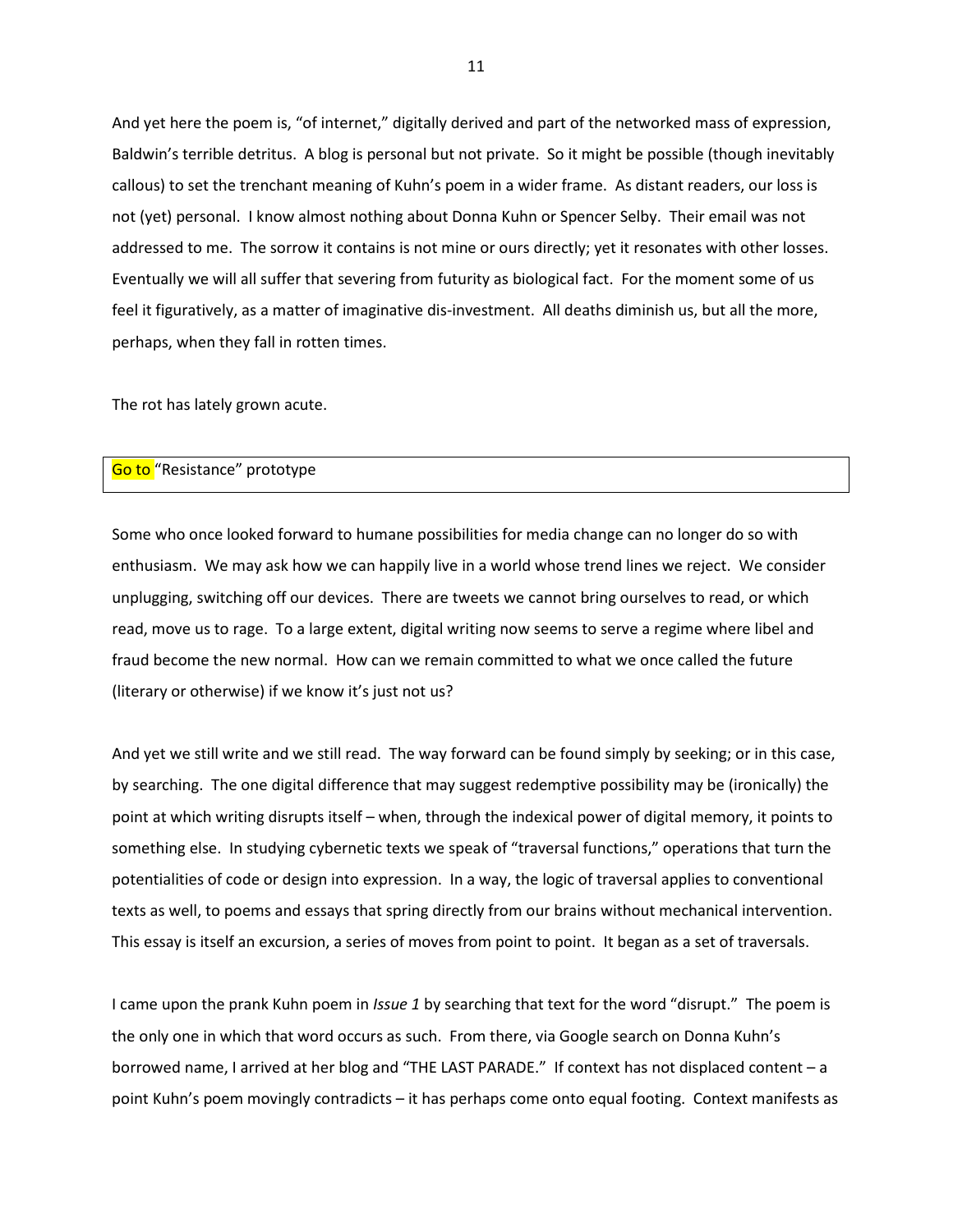And yet here the poem is, "of internet," digitally derived and part of the networked mass of expression, Baldwin's terrible detritus. A blog is personal but not private. So it might be possible (though inevitably callous) to set the trenchant meaning of Kuhn's poem in a wider frame. As distant readers, our loss is not (yet) personal. I know almost nothing about Donna Kuhn or Spencer Selby. Their email was not addressed to me. The sorrow it contains is not mine or ours directly; yet it resonates with other losses. Eventually we will all suffer that severing from futurity as biological fact. For the moment some of us feel it figuratively, as a matter of imaginative dis-investment. All deaths diminish us, but all the more, perhaps, when they fall in rotten times.

The rot has lately grown acute.

| Go to "Resistance" prototype |
| --- |

Some who once looked forward to humane possibilities for media change can no longer do so with enthusiasm. We may ask how we can happily live in a world whose trend lines we reject. We consider unplugging, switching off our devices. There are tweets we cannot bring ourselves to read, or which read, move us to rage. To a large extent, digital writing now seems to serve a regime where libel and fraud become the new normal. How can we remain committed to what we once called the future (literary or otherwise) if we know it's just not us?

And yet we still write and we still read. The way forward can be found simply by seeking; or in this case, by searching. The one digital difference that may suggest redemptive possibility may be (ironically) the point at which writing disrupts itself – when, through the indexical power of digital memory, it points to something else. In studying cybernetic texts we speak of "traversal functions," operations that turn the potentialities of code or design into expression. In a way, the logic of traversal applies to conventional texts as well, to poems and essays that spring directly from our brains without mechanical intervention. This essay is itself an excursion, a series of moves from point to point. It began as a set of traversals.

I came upon the prank Kuhn poem in *Issue 1* by searching that text for the word "disrupt." The poem is the only one in which that word occurs as such. From there, via Google search on Donna Kuhn's borrowed name, I arrived at her blog and "THE LAST PARADE." If context has not displaced content – a point Kuhn's poem movingly contradicts – it has perhaps come onto equal footing. Context manifests as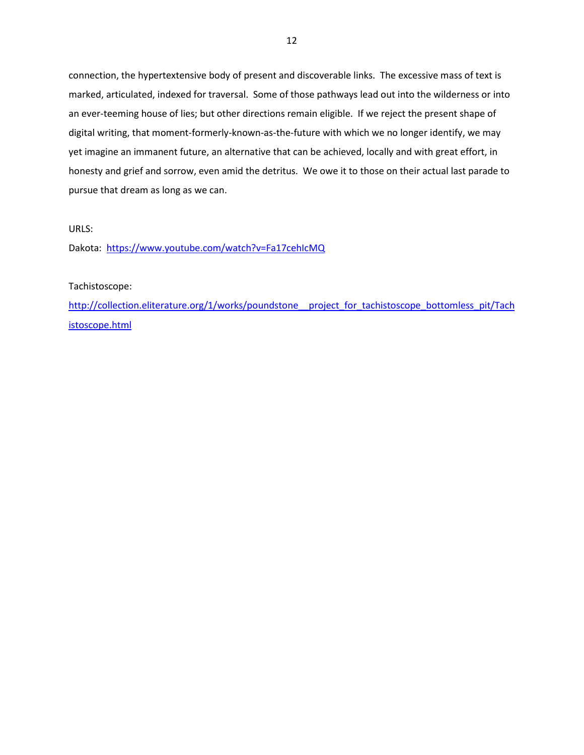connection, the hypertextensive body of present and discoverable links. The excessive mass of text is marked, articulated, indexed for traversal. Some of those pathways lead out into the wilderness or into an ever-teeming house of lies; but other directions remain eligible. If we reject the present shape of digital writing, that moment-formerly-known-as-the-future with which we no longer identify, we may yet imagine an immanent future, an alternative that can be achieved, locally and with great effort, in honesty and grief and sorrow, even amid the detritus. We owe it to those on their actual last parade to pursue that dream as long as we can.

URLS:

Dakota: https://www.youtube.com/watch?v=Fa17cehIcMQ

Tachistoscope:

http://collection.eliterature.org/1/works/poundstone__project_for_tachistoscope_bottomless_pit/Tachistoscope.html